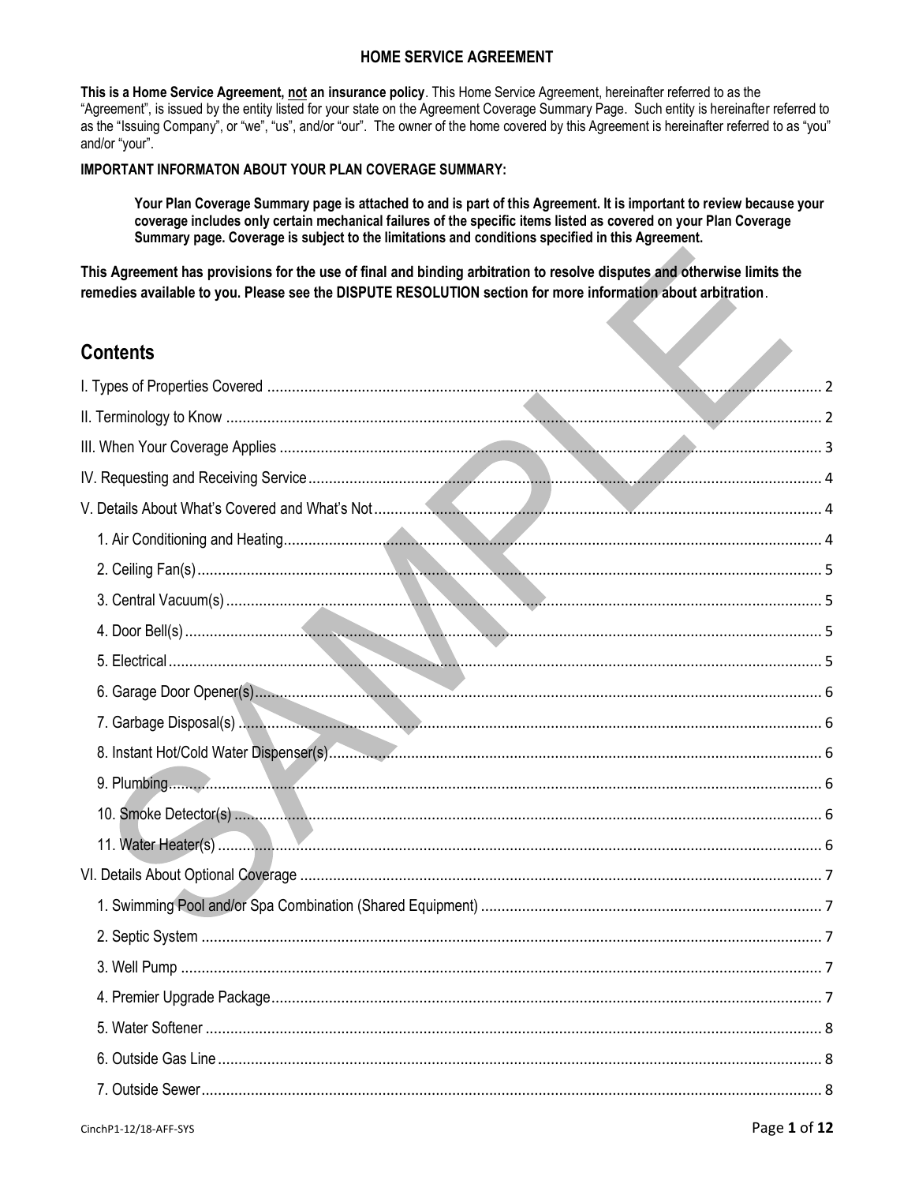# HOME SERVICE AGREEMENT

**This is a Home Service Agreement, <u>not</u> an insurance policy**. This Home Service Agreement, hereinafter referred to as the "Agreement", is issued by the entity listed for your state on the Agreement Coverage Summary Page. Such entity is hereinafter referred to as the "Issuing Company", or "we", "us", and/or "our". The owner of the home covered by this Agreement is hereinafter referred to as "you" and/or "your".

**IMPORTANT INFORMATON ABOUT YOUR PLAN COVERAGE SUMMARY:**

> **Your Plan Coverage Summary page is attached to and is part of this Agreement. It is important to review because your coverage includes only certain mechanical failures of the specific items listed as covered on your Plan Coverage Summary page. Coverage is subject to the limitations and conditions specified in this Agreement.**

**This Agreement has provisions for the use of final and binding arbitration to resolve disputes and otherwise limits the remedies available to you. Please see the DISPUTE RESOLUTION section for more information about arbitration**.

## Contents

I. Types of Properties Covered ..... 2

II. Terminology to Know ..... 2

III. When Your Coverage Applies ..... 3

IV. Requesting and Receiving Service ..... 4

V. Details About What's Covered and What's Not ..... 4

- 1. Air Conditioning and Heating ..... 4
- 2. Ceiling Fan(s) ..... 5
- 3. Central Vacuum(s) ..... 5
- 4. Door Bell(s) ..... 5
- 5. Electrical ..... 5
- 6. Garage Door Opener(s) ..... 6
- 7. Garbage Disposal(s) ..... 6
- 8. Instant Hot/Cold Water Dispenser(s) ..... 6
- 9. Plumbing ..... 6
- 10. Smoke Detector(s) ..... 6
- 11. Water Heater(s) ..... 6

VI. Details About Optional Coverage ..... 7

- 1. Swimming Pool and/or Spa Combination (Shared Equipment) ..... 7
- 2. Septic System ..... 7
- 3. Well Pump ..... 7
- 4. Premier Upgrade Package ..... 7
- 5. Water Softener ..... 8
- 6. Outside Gas Line ..... 8
- 7. Outside Sewer ..... 8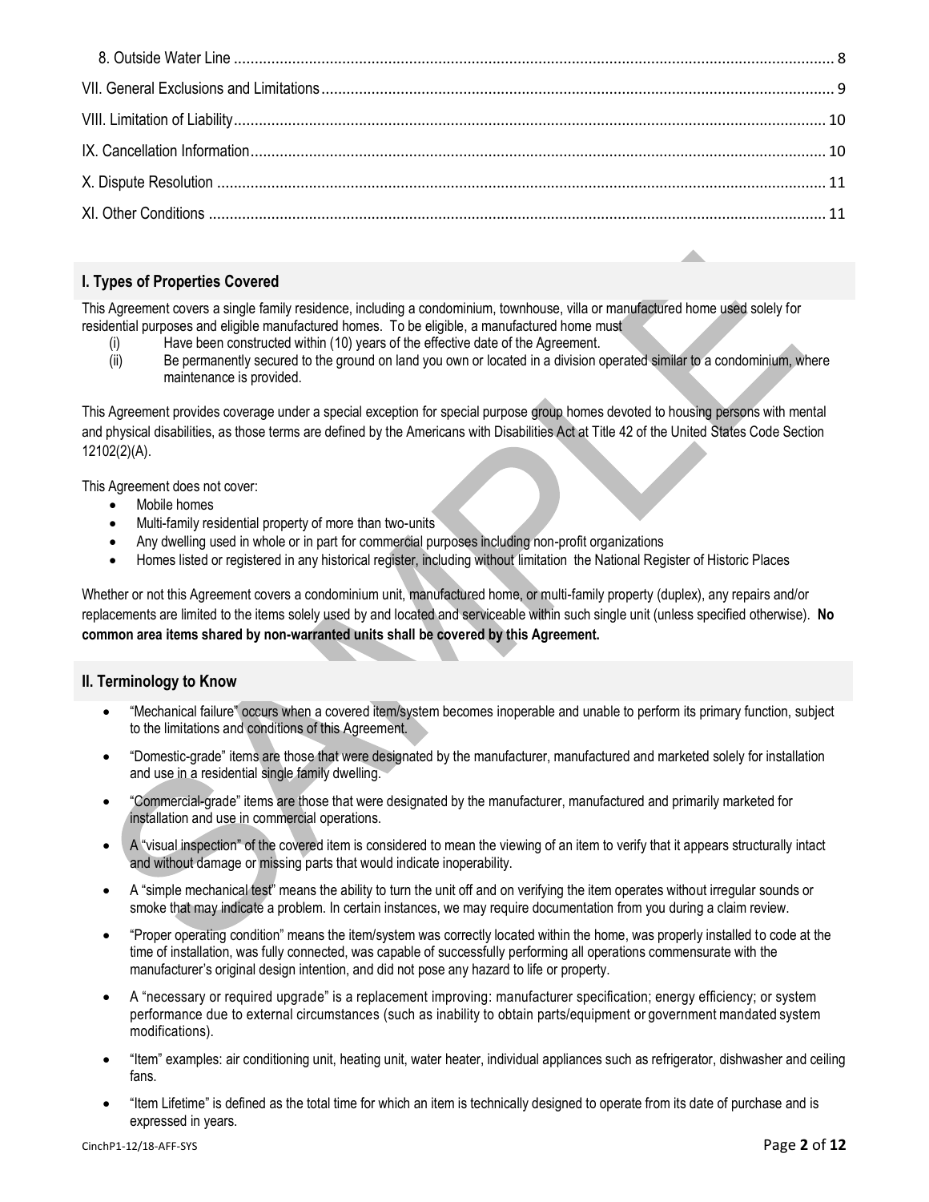8. Outside Water Line .......... 8

VII. General Exclusions and Limitations .......... 9

VIII. Limitation of Liability .......... 10

IX. Cancellation Information .......... 10

X. Dispute Resolution .......... 11

XI. Other Conditions .......... 11

## I. Types of Properties Covered

This Agreement covers a single family residence, including a condominium, townhouse, villa or manufactured home used solely for residential purposes and eligible manufactured homes. To be eligible, a manufactured home must

- (i) Have been constructed within (10) years of the effective date of the Agreement.
- (ii) Be permanently secured to the ground on land you own or located in a division operated similar to a condominium, where maintenance is provided.

This Agreement provides coverage under a special exception for special purpose group homes devoted to housing persons with mental and physical disabilities, as those terms are defined by the Americans with Disabilities Act at Title 42 of the United States Code Section 12102(2)(A).

This Agreement does not cover:

- Mobile homes
- Multi-family residential property of more than two-units
- Any dwelling used in whole or in part for commercial purposes including non-profit organizations
- Homes listed or registered in any historical register, including without limitation the National Register of Historic Places

Whether or not this Agreement covers a condominium unit, manufactured home, or multi-family property (duplex), any repairs and/or replacements are limited to the items solely used by and located and serviceable within such single unit (unless specified otherwise). **No common area items shared by non-warranted units shall be covered by this Agreement.**

## II. Terminology to Know

- "Mechanical failure" occurs when a covered item/system becomes inoperable and unable to perform its primary function, subject to the limitations and conditions of this Agreement.
- "Domestic-grade" items are those that were designated by the manufacturer, manufactured and marketed solely for installation and use in a residential single family dwelling.
- "Commercial-grade" items are those that were designated by the manufacturer, manufactured and primarily marketed for installation and use in commercial operations.
- A "visual inspection" of the covered item is considered to mean the viewing of an item to verify that it appears structurally intact and without damage or missing parts that would indicate inoperability.
- A "simple mechanical test" means the ability to turn the unit off and on verifying the item operates without irregular sounds or smoke that may indicate a problem. In certain instances, we may require documentation from you during a claim review.
- "Proper operating condition" means the item/system was correctly located within the home, was properly installed to code at the time of installation, was fully connected, was capable of successfully performing all operations commensurate with the manufacturer's original design intention, and did not pose any hazard to life or property.
- A "necessary or required upgrade" is a replacement improving: manufacturer specification; energy efficiency; or system performance due to external circumstances (such as inability to obtain parts/equipment or government mandated system modifications).
- "Item" examples: air conditioning unit, heating unit, water heater, individual appliances such as refrigerator, dishwasher and ceiling fans.
- "Item Lifetime" is defined as the total time for which an item is technically designed to operate from its date of purchase and is expressed in years.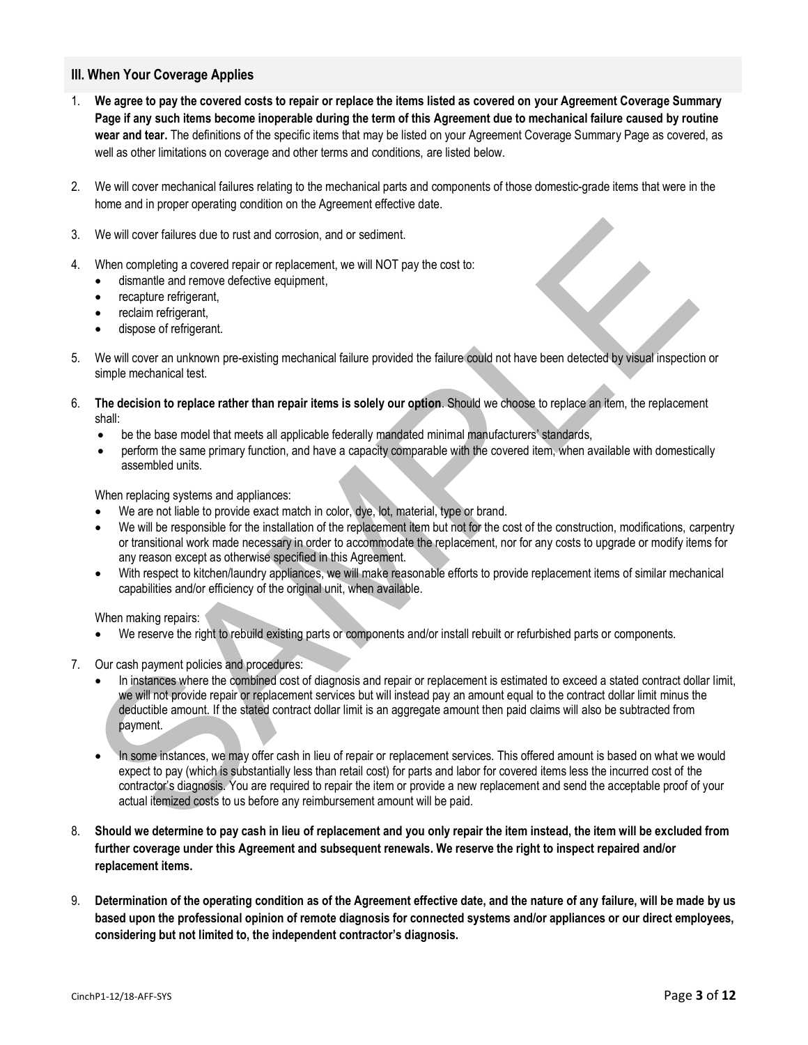## III. When Your Coverage Applies

1. **We agree to pay the covered costs to repair or replace the items listed as covered on your Agreement Coverage Summary Page if any such items become inoperable during the term of this Agreement due to mechanical failure caused by routine wear and tear.** The definitions of the specific items that may be listed on your Agreement Coverage Summary Page as covered, as well as other limitations on coverage and other terms and conditions, are listed below.

2. We will cover mechanical failures relating to the mechanical parts and components of those domestic-grade items that were in the home and in proper operating condition on the Agreement effective date.

3. We will cover failures due to rust and corrosion, and or sediment.

4. When completing a covered repair or replacement, we will NOT pay the cost to:
   - dismantle and remove defective equipment,
   - recapture refrigerant,
   - reclaim refrigerant,
   - dispose of refrigerant.

5. We will cover an unknown pre-existing mechanical failure provided the failure could not have been detected by visual inspection or simple mechanical test.

6. **The decision to replace rather than repair items is solely our option**. Should we choose to replace an item, the replacement shall:
   - be the base model that meets all applicable federally mandated minimal manufacturers' standards,
   - perform the same primary function, and have a capacity comparable with the covered item, when available with domestically assembled units.

   When replacing systems and appliances:
   - We are not liable to provide exact match in color, dye, lot, material, type or brand.
   - We will be responsible for the installation of the replacement item but not for the cost of the construction, modifications, carpentry or transitional work made necessary in order to accommodate the replacement, nor for any costs to upgrade or modify items for any reason except as otherwise specified in this Agreement.
   - With respect to kitchen/laundry appliances, we will make reasonable efforts to provide replacement items of similar mechanical capabilities and/or efficiency of the original unit, when available.

   When making repairs:
   - We reserve the right to rebuild existing parts or components and/or install rebuilt or refurbished parts or components.

7. Our cash payment policies and procedures:
   - In instances where the combined cost of diagnosis and repair or replacement is estimated to exceed a stated contract dollar limit, we will not provide repair or replacement services but will instead pay an amount equal to the contract dollar limit minus the deductible amount. If the stated contract dollar limit is an aggregate amount then paid claims will also be subtracted from payment.
   - In some instances, we may offer cash in lieu of repair or replacement services. This offered amount is based on what we would expect to pay (which is substantially less than retail cost) for parts and labor for covered items less the incurred cost of the contractor's diagnosis. You are required to repair the item or provide a new replacement and send the acceptable proof of your actual itemized costs to us before any reimbursement amount will be paid.

8. **Should we determine to pay cash in lieu of replacement and you only repair the item instead, the item will be excluded from further coverage under this Agreement and subsequent renewals. We reserve the right to inspect repaired and/or replacement items.**

9. **Determination of the operating condition as of the Agreement effective date, and the nature of any failure, will be made by us based upon the professional opinion of remote diagnosis for connected systems and/or appliances or our direct employees, considering but not limited to, the independent contractor's diagnosis.**

CinchP1-12/18-AFF-SYS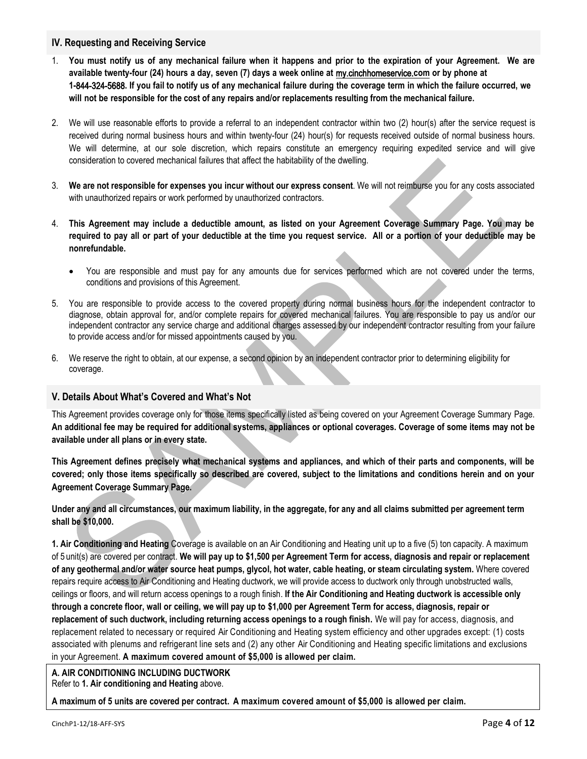## IV. Requesting and Receiving Service

1. **You must notify us of any mechanical failure when it happens and prior to the expiration of your Agreement. We are available twenty-four (24) hours a day, seven (7) days a week online at my.cinchhomeservice.com or by phone at 1-844-324-5688. If you fail to notify us of any mechanical failure during the coverage term in which the failure occurred, we will not be responsible for the cost of any repairs and/or replacements resulting from the mechanical failure.**

2. We will use reasonable efforts to provide a referral to an independent contractor within two (2) hour(s) after the service request is received during normal business hours and within twenty-four (24) hour(s) for requests received outside of normal business hours. We will determine, at our sole discretion, which repairs constitute an emergency requiring expedited service and will give consideration to covered mechanical failures that affect the habitability of the dwelling.

3. **We are not responsible for expenses you incur without our express consent**. We will not reimburse you for any costs associated with unauthorized repairs or work performed by unauthorized contractors.

4. **This Agreement may include a deductible amount, as listed on your Agreement Coverage Summary Page. You may be required to pay all or part of your deductible at the time you request service. All or a portion of your deductible may be nonrefundable.**

   - You are responsible and must pay for any amounts due for services performed which are not covered under the terms, conditions and provisions of this Agreement.

5. You are responsible to provide access to the covered property during normal business hours for the independent contractor to diagnose, obtain approval for, and/or complete repairs for covered mechanical failures. You are responsible to pay us and/or our independent contractor any service charge and additional charges assessed by our independent contractor resulting from your failure to provide access and/or for missed appointments caused by you.

6. We reserve the right to obtain, at our expense, a second opinion by an independent contractor prior to determining eligibility for coverage.

## V. Details About What's Covered and What's Not

This Agreement provides coverage only for those items specifically listed as being covered on your Agreement Coverage Summary Page. **An additional fee may be required for additional systems, appliances or optional coverages. Coverage of some items may not be available under all plans or in every state.**

**This Agreement defines precisely what mechanical systems and appliances, and which of their parts and components, will be covered; only those items specifically so described are covered, subject to the limitations and conditions herein and on your Agreement Coverage Summary Page.**

**Under any and all circumstances, our maximum liability, in the aggregate, for any and all claims submitted per agreement term shall be $10,000.**

**1. Air Conditioning and Heating** Coverage is available on an Air Conditioning and Heating unit up to a five (5) ton capacity. A maximum of 5 unit(s) are covered per contract. **We will pay up to $1,500 per Agreement Term for access, diagnosis and repair or replacement of any geothermal and/or water source heat pumps, glycol, hot water, cable heating, or steam circulating system.** Where covered repairs require access to Air Conditioning and Heating ductwork, we will provide access to ductwork only through unobstructed walls, ceilings or floors, and will return access openings to a rough finish. **If the Air Conditioning and Heating ductwork is accessible only through a concrete floor, wall or ceiling, we will pay up to $1,000 per Agreement Term for access, diagnosis, repair or replacement of such ductwork, including returning access openings to a rough finish.** We will pay for access, diagnosis, and replacement related to necessary or required Air Conditioning and Heating system efficiency and other upgrades except: (1) costs associated with plenums and refrigerant line sets and (2) any other Air Conditioning and Heating specific limitations and exclusions in your Agreement. **A maximum covered amount of $5,000 is allowed per claim.**

**A. AIR CONDITIONING INCLUDING DUCTWORK**
Refer to **1. Air conditioning and Heating** above.

**A maximum of 5 units are covered per contract. A maximum covered amount of $5,000 is allowed per claim.**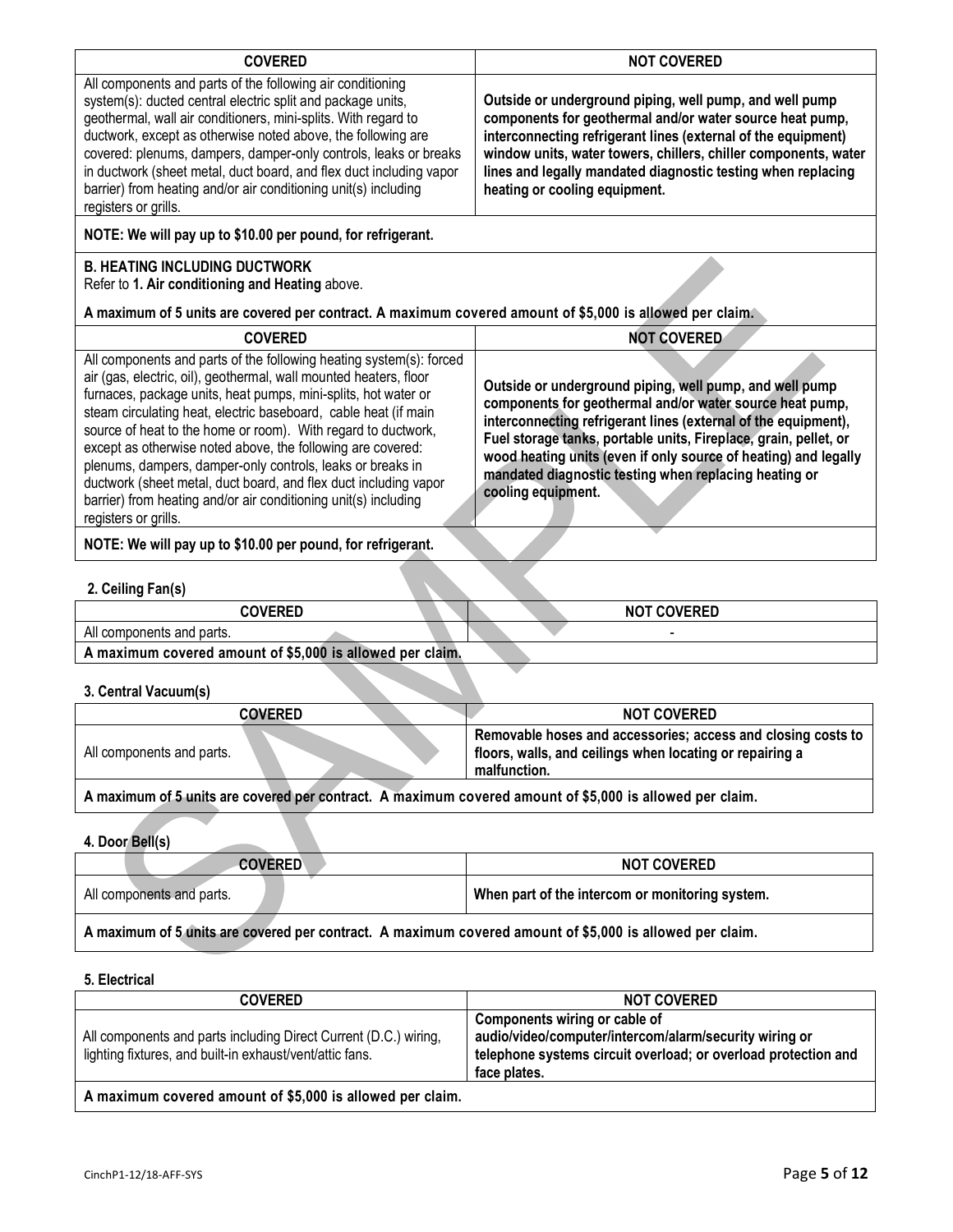| COVERED | NOT COVERED |
|---|---|
| All components and parts of the following air conditioning system(s): ducted central electric split and package units, geothermal, wall air conditioners, mini-splits. With regard to ductwork, except as otherwise noted above, the following are covered: plenums, dampers, damper-only controls, leaks or breaks in ductwork (sheet metal, duct board, and flex duct including vapor barrier) from heating and/or air conditioning unit(s) including registers or grills. | **Outside or underground piping, well pump, and well pump components for geothermal and/or water source heat pump, interconnecting refrigerant lines (external of the equipment) window units, water towers, chillers, chiller components, water lines and legally mandated diagnostic testing when replacing heating or cooling equipment.** |
| **NOTE: We will pay up to $10.00 per pound, for refrigerant.** | |

**B. HEATING INCLUDING DUCTWORK**
Refer to **1. Air conditioning and Heating** above.

**A maximum of 5 units are covered per contract. A maximum covered amount of $5,000 is allowed per claim.**

| COVERED | NOT COVERED |
|---|---|
| All components and parts of the following heating system(s): forced air (gas, electric, oil), geothermal, wall mounted heaters, floor furnaces, package units, heat pumps, mini-splits, hot water or steam circulating heat, electric baseboard, cable heat (if main source of heat to the home or room). With regard to ductwork, except as otherwise noted above, the following are covered: plenums, dampers, damper-only controls, leaks or breaks in ductwork (sheet metal, duct board, and flex duct including vapor barrier) from heating and/or air conditioning unit(s) including registers or grills. | **Outside or underground piping, well pump, and well pump components for geothermal and/or water source heat pump, interconnecting refrigerant lines (external of the equipment), Fuel storage tanks, portable units, Fireplace, grain, pellet, or wood heating units (even if only source of heating) and legally mandated diagnostic testing when replacing heating or cooling equipment.** |
| **NOTE: We will pay up to $10.00 per pound, for refrigerant.** | |

**2. Ceiling Fan(s)**

| COVERED | NOT COVERED |
|---|---|
| All components and parts. | - |
| **A maximum covered amount of $5,000 is allowed per claim.** | |

**3. Central Vacuum(s)**

| COVERED | NOT COVERED |
|---|---|
| All components and parts. | **Removable hoses and accessories; access and closing costs to floors, walls, and ceilings when locating or repairing a malfunction.** |
| **A maximum of 5 units are covered per contract. A maximum covered amount of $5,000 is allowed per claim.** | |

**4. Door Bell(s)**

| COVERED | NOT COVERED |
|---|---|
| All components and parts. | **When part of the intercom or monitoring system.** |
| **A maximum of 5 units are covered per contract. A maximum covered amount of $5,000 is allowed per claim.** | |

**5. Electrical**

| COVERED | NOT COVERED |
|---|---|
| All components and parts including Direct Current (D.C.) wiring, lighting fixtures, and built-in exhaust/vent/attic fans. | **Components wiring or cable of audio/video/computer/intercom/alarm/security wiring or telephone systems circuit overload; or overload protection and face plates.** |
| **A maximum covered amount of $5,000 is allowed per claim.** | |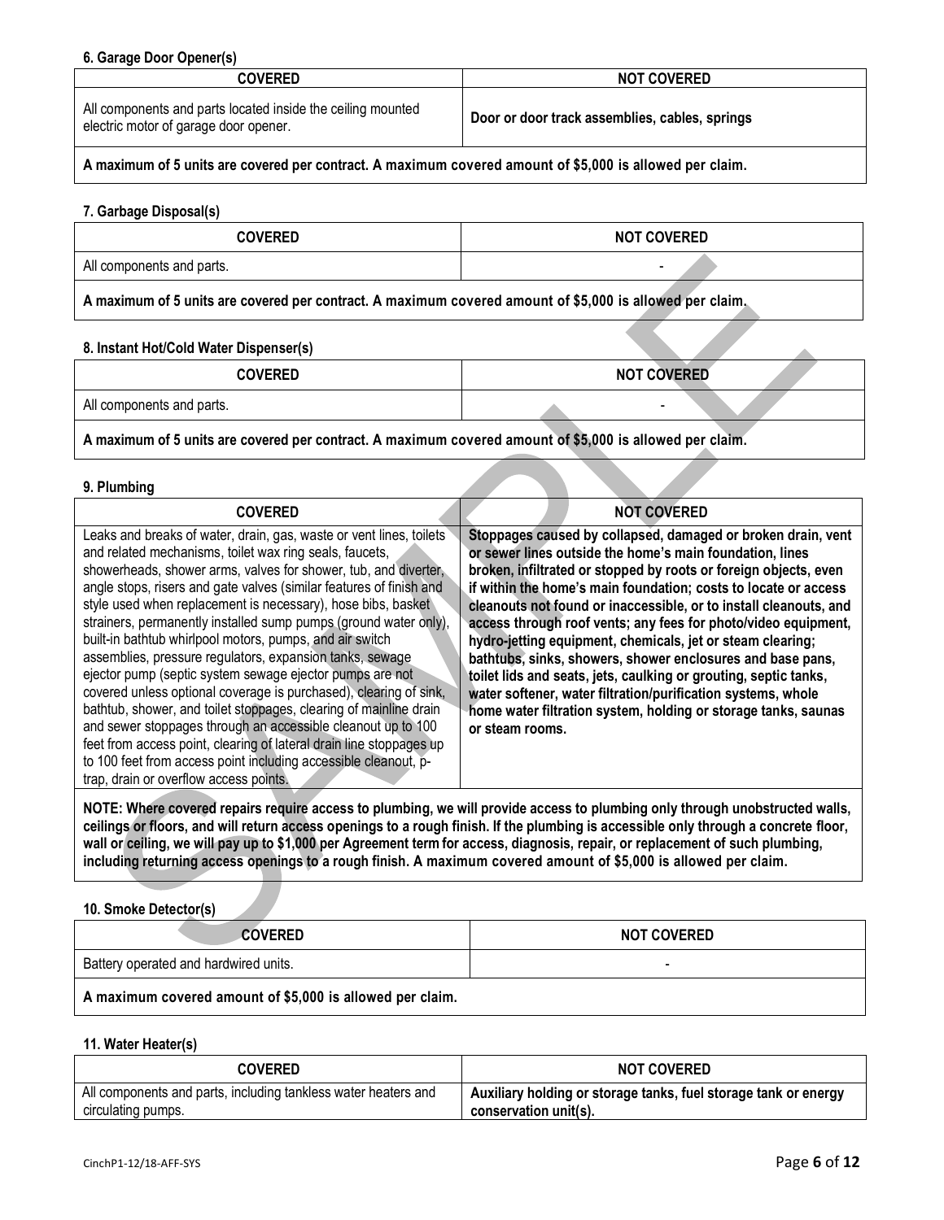### 6. Garage Door Opener(s)

| COVERED | NOT COVERED |
| --- | --- |
| All components and parts located inside the ceiling mounted electric motor of garage door opener. | **Door or door track assemblies, cables, springs** |
| **A maximum of 5 units are covered per contract. A maximum covered amount of $5,000 is allowed per claim.** | |

### 7. Garbage Disposal(s)

| COVERED | NOT COVERED |
| --- | --- |
| All components and parts. | - |
| **A maximum of 5 units are covered per contract. A maximum covered amount of $5,000 is allowed per claim.** | |

### 8. Instant Hot/Cold Water Dispenser(s)

| COVERED | NOT COVERED |
| --- | --- |
| All components and parts. | - |
| **A maximum of 5 units are covered per contract. A maximum covered amount of $5,000 is allowed per claim.** | |

### 9. Plumbing

| COVERED | NOT COVERED |
| --- | --- |
| Leaks and breaks of water, drain, gas, waste or vent lines, toilets and related mechanisms, toilet wax ring seals, faucets, showerheads, shower arms, valves for shower, tub, and diverter, angle stops, risers and gate valves (similar features of finish and style used when replacement is necessary), hose bibs, basket strainers, permanently installed sump pumps (ground water only), built-in bathtub whirlpool motors, pumps, and air switch assemblies, pressure regulators, expansion tanks, sewage ejector pump (septic system sewage ejector pumps are not covered unless optional coverage is purchased), clearing of sink, bathtub, shower, and toilet stoppages, clearing of mainline drain and sewer stoppages through an accessible cleanout up to 100 feet from access point, clearing of lateral drain line stoppages up to 100 feet from access point including accessible cleanout, p-trap, drain or overflow access points. | **Stoppages caused by collapsed, damaged or broken drain, vent or sewer lines outside the home's main foundation, lines broken, infiltrated or stopped by roots or foreign objects, even if within the home's main foundation; costs to locate or access cleanouts not found or inaccessible, or to install cleanouts, and access through roof vents; any fees for photo/video equipment, hydro-jetting equipment, chemicals, jet or steam clearing; bathtubs, sinks, showers, shower enclosures and base pans, toilet lids and seats, jets, caulking or grouting, septic tanks, water softener, water filtration/purification systems, whole home water filtration system, holding or storage tanks, saunas or steam rooms.** |
| **NOTE: Where covered repairs require access to plumbing, we will provide access to plumbing only through unobstructed walls, ceilings or floors, and will return access openings to a rough finish. If the plumbing is accessible only through a concrete floor, wall or ceiling, we will pay up to $1,000 per Agreement term for access, diagnosis, repair, or replacement of such plumbing, including returning access openings to a rough finish. A maximum covered amount of $5,000 is allowed per claim.** | |

### 10. Smoke Detector(s)

| COVERED | NOT COVERED |
| --- | --- |
| Battery operated and hardwired units. | - |
| **A maximum covered amount of $5,000 is allowed per claim.** | |

### 11. Water Heater(s)

| COVERED | NOT COVERED |
| --- | --- |
| All components and parts, including tankless water heaters and circulating pumps. | **Auxiliary holding or storage tanks, fuel storage tank or energy conservation unit(s).** |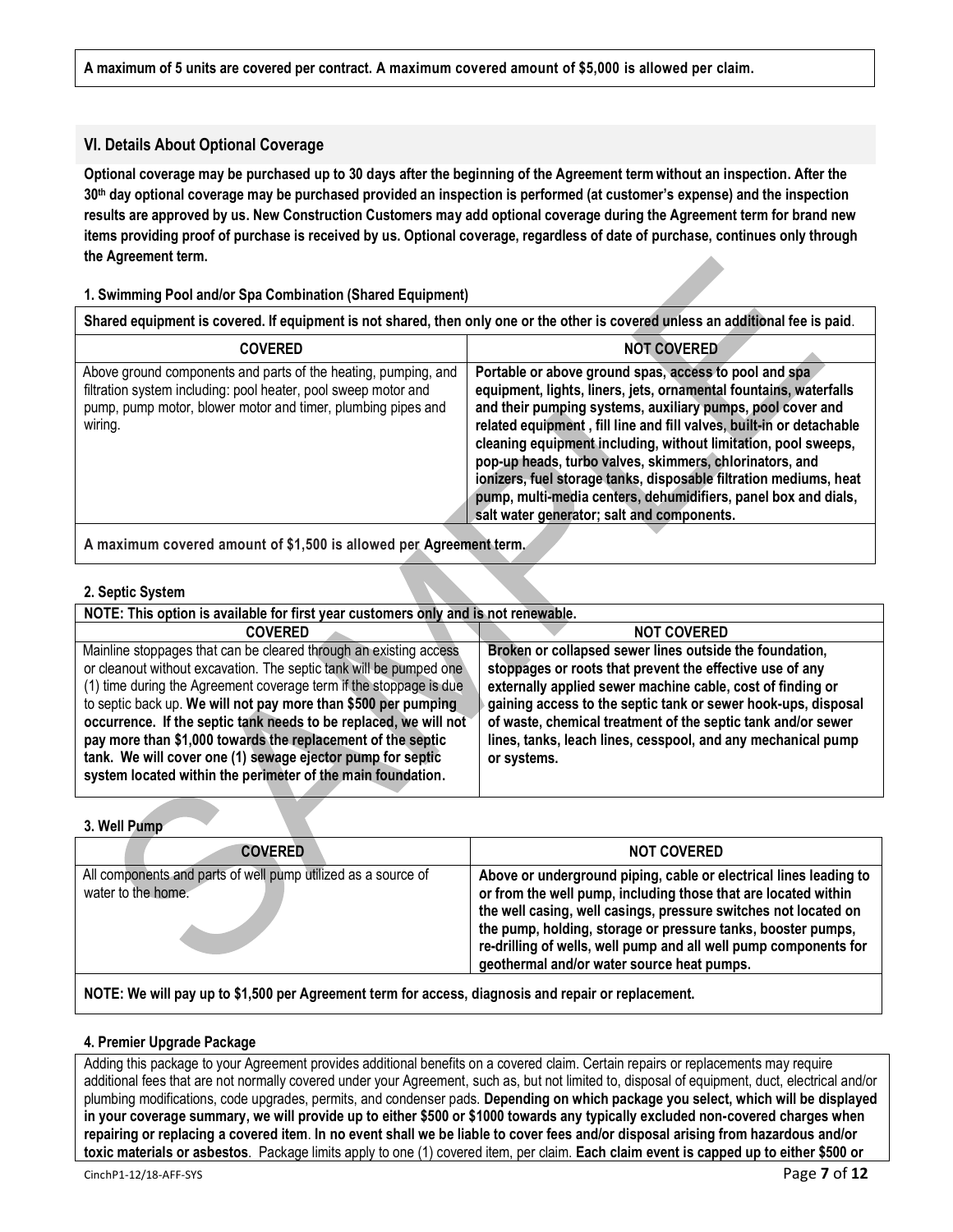**A maximum of 5 units are covered per contract. A maximum covered amount of $5,000 is allowed per claim.**

## VI. Details About Optional Coverage

**Optional coverage may be purchased up to 30 days after the beginning of the Agreement term without an inspection. After the 30th day optional coverage may be purchased provided an inspection is performed (at customer's expense) and the inspection results are approved by us. New Construction Customers may add optional coverage during the Agreement term for brand new items providing proof of purchase is received by us. Optional coverage, regardless of date of purchase, continues only through the Agreement term.**

### 1. Swimming Pool and/or Spa Combination (Shared Equipment)

**Shared equipment is covered. If equipment is not shared, then only one or the other is covered unless an additional fee is paid**.

| COVERED | NOT COVERED |
|---|---|
| Above ground components and parts of the heating, pumping, and filtration system including: pool heater, pool sweep motor and pump, pump motor, blower motor and timer, plumbing pipes and wiring. | **Portable or above ground spas, access to pool and spa equipment, lights, liners, jets, ornamental fountains, waterfalls and their pumping systems, auxiliary pumps, pool cover and related equipment , fill line and fill valves, built-in or detachable cleaning equipment including, without limitation, pool sweeps, pop-up heads, turbo valves, skimmers, chlorinators, and ionizers, fuel storage tanks, disposable filtration mediums, heat pump, multi-media centers, dehumidifiers, panel box and dials, salt water generator; salt and components.** |

**A maximum covered amount of $1,500 is allowed per Agreement term.**

### 2. Septic System

**NOTE: This option is available for first year customers only and is not renewable.**

| COVERED | NOT COVERED |
|---|---|
| Mainline stoppages that can be cleared through an existing access or cleanout without excavation. The septic tank will be pumped one (1) time during the Agreement coverage term if the stoppage is due to septic back up. **We will not pay more than $500 per pumping occurrence. If the septic tank needs to be replaced, we will not pay more than $1,000 towards the replacement of the septic tank. We will cover one (1) sewage ejector pump for septic system located within the perimeter of the main foundation.** | **Broken or collapsed sewer lines outside the foundation, stoppages or roots that prevent the effective use of any externally applied sewer machine cable, cost of finding or gaining access to the septic tank or sewer hook-ups, disposal of waste, chemical treatment of the septic tank and/or sewer lines, tanks, leach lines, cesspool, and any mechanical pump or systems.** |

### 3. Well Pump

| COVERED | NOT COVERED |
|---|---|
| All components and parts of well pump utilized as a source of water to the home. | **Above or underground piping, cable or electrical lines leading to or from the well pump, including those that are located within the well casing, well casings, pressure switches not located on the pump, holding, storage or pressure tanks, booster pumps, re-drilling of wells, well pump and all well pump components for geothermal and/or water source heat pumps.** |

**NOTE: We will pay up to $1,500 per Agreement term for access, diagnosis and repair or replacement.**

### 4. Premier Upgrade Package

Adding this package to your Agreement provides additional benefits on a covered claim. Certain repairs or replacements may require additional fees that are not normally covered under your Agreement, such as, but not limited to, disposal of equipment, duct, electrical and/or plumbing modifications, code upgrades, permits, and condenser pads. **Depending on which package you select, which will be displayed in your coverage summary, we will provide up to either $500 or $1000 towards any typically excluded non-covered charges when repairing or replacing a covered item**. **In no event shall we be liable to cover fees and/or disposal arising from hazardous and/or toxic materials or asbestos**. Package limits apply to one (1) covered item, per claim. **Each claim event is capped up to either $500 or**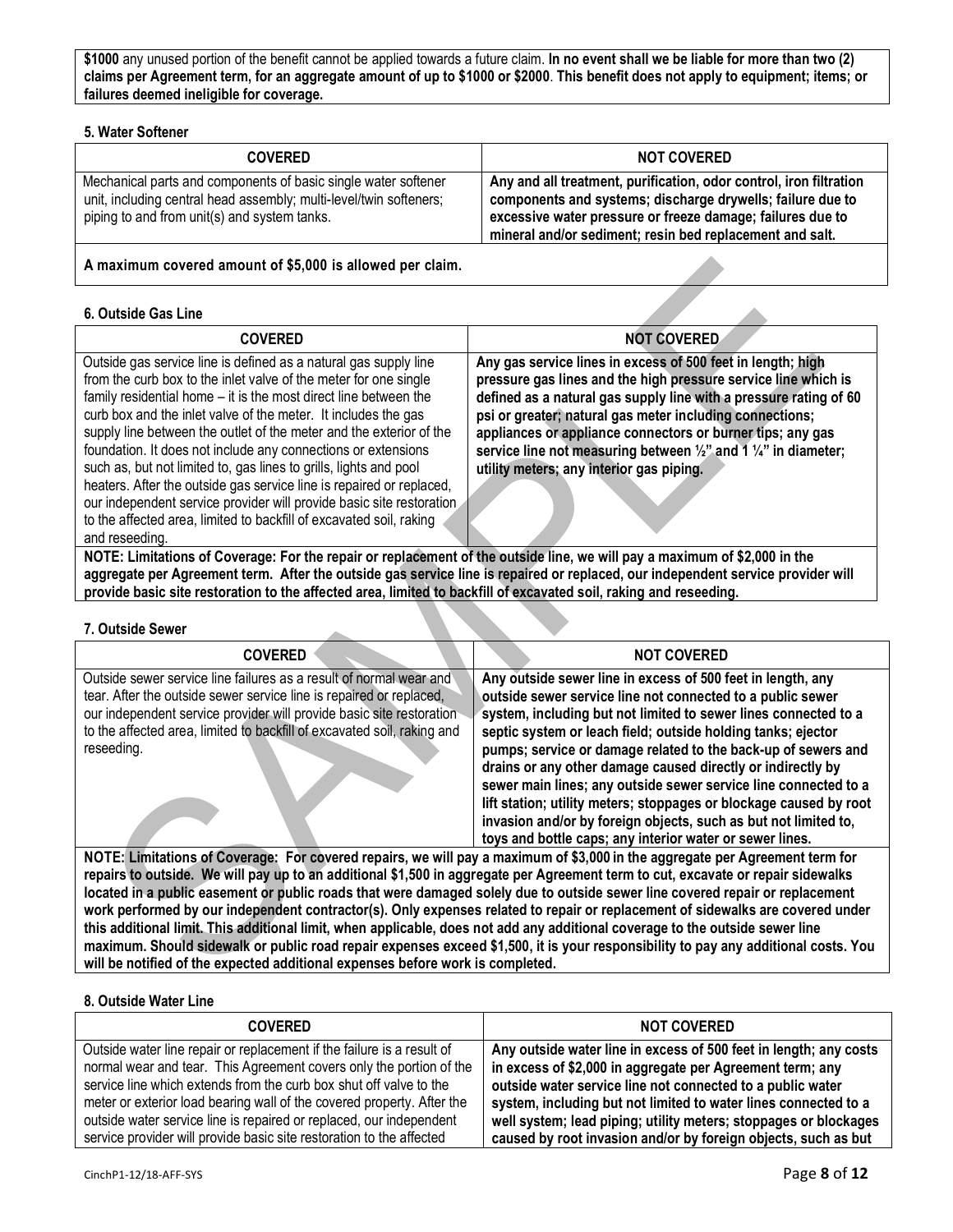**$1000** any unused portion of the benefit cannot be applied towards a future claim. **In no event shall we be liable for more than two (2) claims per Agreement term, for an aggregate amount of up to $1000 or $2000**. **This benefit does not apply to equipment; items; or failures deemed ineligible for coverage.**

### 5. Water Softener

| COVERED | NOT COVERED |
|---|---|
| Mechanical parts and components of basic single water softener unit, including central head assembly; multi-level/twin softeners; piping to and from unit(s) and system tanks. | **Any and all treatment, purification, odor control, iron filtration components and systems; discharge drywells; failure due to excessive water pressure or freeze damage; failures due to mineral and/or sediment; resin bed replacement and salt.** |

**A maximum covered amount of $5,000 is allowed per claim.**

### 6. Outside Gas Line

| COVERED | NOT COVERED |
|---|---|
| Outside gas service line is defined as a natural gas supply line from the curb box to the inlet valve of the meter for one single family residential home – it is the most direct line between the curb box and the inlet valve of the meter. It includes the gas supply line between the outlet of the meter and the exterior of the foundation. It does not include any connections or extensions such as, but not limited to, gas lines to grills, lights and pool heaters. After the outside gas service line is repaired or replaced, our independent service provider will provide basic site restoration to the affected area, limited to backfill of excavated soil, raking and reseeding. | **Any gas service lines in excess of 500 feet in length; high pressure gas lines and the high pressure service line which is defined as a natural gas supply line with a pressure rating of 60 psi or greater; natural gas meter including connections; appliances or appliance connectors or burner tips; any gas service line not measuring between ½" and 1 ¼" in diameter; utility meters; any interior gas piping.** |

**NOTE: Limitations of Coverage: For the repair or replacement of the outside line, we will pay a maximum of $2,000 in the aggregate per Agreement term. After the outside gas service line is repaired or replaced, our independent service provider will provide basic site restoration to the affected area, limited to backfill of excavated soil, raking and reseeding.**

### 7. Outside Sewer

| COVERED | NOT COVERED |
|---|---|
| Outside sewer service line failures as a result of normal wear and tear. After the outside sewer service line is repaired or replaced, our independent service provider will provide basic site restoration to the affected area, limited to backfill of excavated soil, raking and reseeding. | **Any outside sewer line in excess of 500 feet in length, any outside sewer service line not connected to a public sewer system, including but not limited to sewer lines connected to a septic system or leach field; outside holding tanks; ejector pumps; service or damage related to the back-up of sewers and drains or any other damage caused directly or indirectly by sewer main lines; any outside sewer service line connected to a lift station; utility meters; stoppages or blockage caused by root invasion and/or by foreign objects, such as but not limited to, toys and bottle caps; any interior water or sewer lines.** |

**NOTE: Limitations of Coverage: For covered repairs, we will pay a maximum of $3,000 in the aggregate per Agreement term for repairs to outside. We will pay up to an additional $1,500 in aggregate per Agreement term to cut, excavate or repair sidewalks located in a public easement or public roads that were damaged solely due to outside sewer line covered repair or replacement work performed by our independent contractor(s). Only expenses related to repair or replacement of sidewalks are covered under this additional limit. This additional limit, when applicable, does not add any additional coverage to the outside sewer line maximum. Should sidewalk or public road repair expenses exceed $1,500, it is your responsibility to pay any additional costs. You will be notified of the expected additional expenses before work is completed.**

### 8. Outside Water Line

| COVERED | NOT COVERED |
|---|---|
| Outside water line repair or replacement if the failure is a result of normal wear and tear. This Agreement covers only the portion of the service line which extends from the curb box shut off valve to the meter or exterior load bearing wall of the covered property. After the outside water service line is repaired or replaced, our independent service provider will provide basic site restoration to the affected | **Any outside water line in excess of 500 feet in length; any costs in excess of $2,000 in aggregate per Agreement term; any outside water service line not connected to a public water system, including but not limited to water lines connected to a well system; lead piping; utility meters; stoppages or blockages caused by root invasion and/or by foreign objects, such as but** |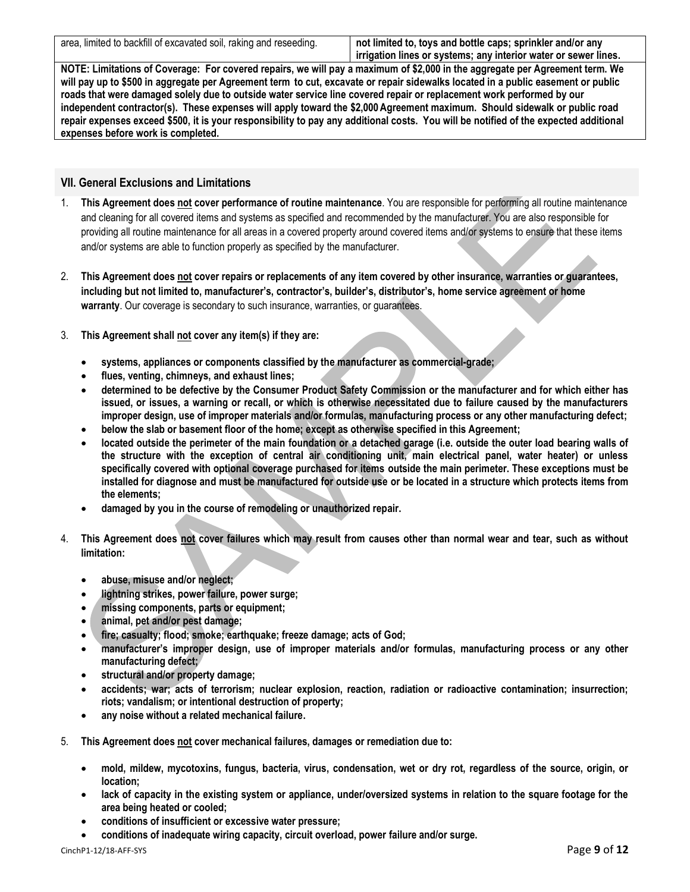| | |
|---|---|
| area, limited to backfill of excavated soil, raking and reseeding. | **not limited to, toys and bottle caps; sprinkler and/or any irrigation lines or systems; any interior water or sewer lines.** |

**NOTE: Limitations of Coverage: For covered repairs, we will pay a maximum of $2,000 in the aggregate per Agreement term. We will pay up to $500 in aggregate per Agreement term to cut, excavate or repair sidewalks located in a public easement or public roads that were damaged solely due to outside water service line covered repair or replacement work performed by our independent contractor(s). These expenses will apply toward the $2,000 Agreement maximum. Should sidewalk or public road repair expenses exceed $500, it is your responsibility to pay any additional costs. You will be notified of the expected additional expenses before work is completed.**

## VII. General Exclusions and Limitations

1. **This Agreement does not cover performance of routine maintenance**. You are responsible for performing all routine maintenance and cleaning for all covered items and systems as specified and recommended by the manufacturer. You are also responsible for providing all routine maintenance for all areas in a covered property around covered items and/or systems to ensure that these items and/or systems are able to function properly as specified by the manufacturer.

2. **This Agreement does not cover repairs or replacements of any item covered by other insurance, warranties or guarantees, including but not limited to, manufacturer's, contractor's, builder's, distributor's, home service agreement or home warranty**. Our coverage is secondary to such insurance, warranties, or guarantees.

3. **This Agreement shall not cover any item(s) if they are:**

   - **systems, appliances or components classified by the manufacturer as commercial-grade;**
   - **flues, venting, chimneys, and exhaust lines;**
   - **determined to be defective by the Consumer Product Safety Commission or the manufacturer and for which either has issued, or issues, a warning or recall, or which is otherwise necessitated due to failure caused by the manufacturers improper design, use of improper materials and/or formulas, manufacturing process or any other manufacturing defect;**
   - **below the slab or basement floor of the home; except as otherwise specified in this Agreement;**
   - **located outside the perimeter of the main foundation or a detached garage (i.e. outside the outer load bearing walls of the structure with the exception of central air conditioning unit, main electrical panel, water heater) or unless specifically covered with optional coverage purchased for items outside the main perimeter. These exceptions must be installed for diagnose and must be manufactured for outside use or be located in a structure which protects items from the elements;**
   - **damaged by you in the course of remodeling or unauthorized repair.**

4. **This Agreement does not cover failures which may result from causes other than normal wear and tear, such as without limitation:**

   - **abuse, misuse and/or neglect;**
   - **lightning strikes, power failure, power surge;**
   - **missing components, parts or equipment;**
   - **animal, pet and/or pest damage;**
   - **fire; casualty; flood; smoke; earthquake; freeze damage; acts of God;**
   - **manufacturer's improper design, use of improper materials and/or formulas, manufacturing process or any other manufacturing defect;**
   - **structural and/or property damage;**
   - **accidents; war; acts of terrorism; nuclear explosion, reaction, radiation or radioactive contamination; insurrection; riots; vandalism; or intentional destruction of property;**
   - **any noise without a related mechanical failure.**

5. **This Agreement does not cover mechanical failures, damages or remediation due to:**

   - **mold, mildew, mycotoxins, fungus, bacteria, virus, condensation, wet or dry rot, regardless of the source, origin, or location;**
   - **lack of capacity in the existing system or appliance, under/oversized systems in relation to the square footage for the area being heated or cooled;**
   - **conditions of insufficient or excessive water pressure;**
   - **conditions of inadequate wiring capacity, circuit overload, power failure and/or surge.**

CinchP1-12/18-AFF-SYS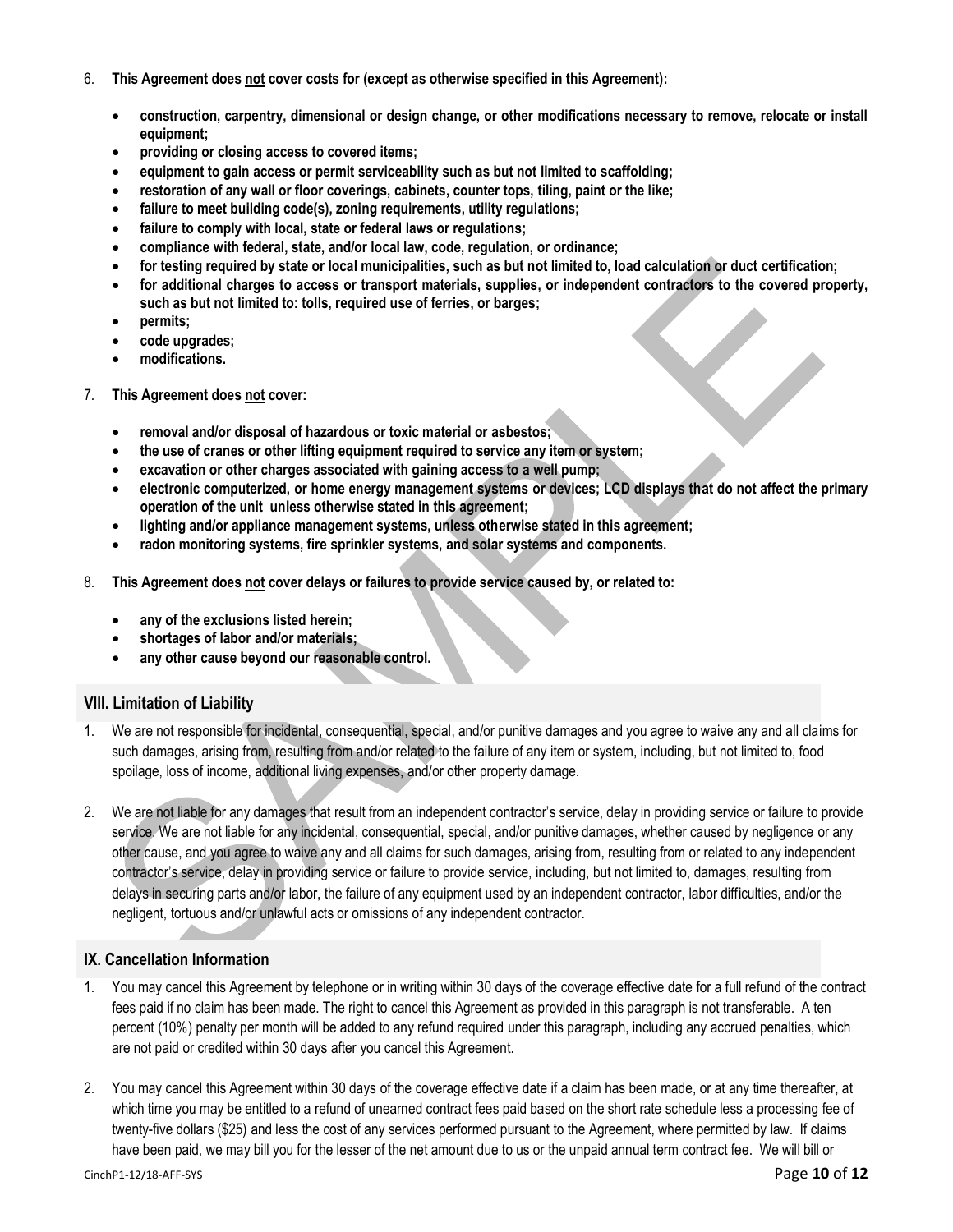6. **This Agreement does not cover costs for (except as otherwise specified in this Agreement):**

   - **construction, carpentry, dimensional or design change, or other modifications necessary to remove, relocate or install equipment;**
   - **providing or closing access to covered items;**
   - **equipment to gain access or permit serviceability such as but not limited to scaffolding;**
   - **restoration of any wall or floor coverings, cabinets, counter tops, tiling, paint or the like;**
   - **failure to meet building code(s), zoning requirements, utility regulations;**
   - **failure to comply with local, state or federal laws or regulations;**
   - **compliance with federal, state, and/or local law, code, regulation, or ordinance;**
   - **for testing required by state or local municipalities, such as but not limited to, load calculation or duct certification;**
   - **for additional charges to access or transport materials, supplies, or independent contractors to the covered property, such as but not limited to: tolls, required use of ferries, or barges;**
   - **permits;**
   - **code upgrades;**
   - **modifications.**

7. **This Agreement does not cover:**

   - **removal and/or disposal of hazardous or toxic material or asbestos;**
   - **the use of cranes or other lifting equipment required to service any item or system;**
   - **excavation or other charges associated with gaining access to a well pump;**
   - **electronic computerized, or home energy management systems or devices; LCD displays that do not affect the primary operation of the unit unless otherwise stated in this agreement;**
   - **lighting and/or appliance management systems, unless otherwise stated in this agreement;**
   - **radon monitoring systems, fire sprinkler systems, and solar systems and components.**

8. **This Agreement does not cover delays or failures to provide service caused by, or related to:**

   - **any of the exclusions listed herein;**
   - **shortages of labor and/or materials;**
   - **any other cause beyond our reasonable control.**

## VIII. Limitation of Liability

1. We are not responsible for incidental, consequential, special, and/or punitive damages and you agree to waive any and all claims for such damages, arising from, resulting from and/or related to the failure of any item or system, including, but not limited to, food spoilage, loss of income, additional living expenses, and/or other property damage.

2. We are not liable for any damages that result from an independent contractor's service, delay in providing service or failure to provide service. We are not liable for any incidental, consequential, special, and/or punitive damages, whether caused by negligence or any other cause, and you agree to waive any and all claims for such damages, arising from, resulting from or related to any independent contractor's service, delay in providing service or failure to provide service, including, but not limited to, damages, resulting from delays in securing parts and/or labor, the failure of any equipment used by an independent contractor, labor difficulties, and/or the negligent, tortuous and/or unlawful acts or omissions of any independent contractor.

## IX. Cancellation Information

1. You may cancel this Agreement by telephone or in writing within 30 days of the coverage effective date for a full refund of the contract fees paid if no claim has been made. The right to cancel this Agreement as provided in this paragraph is not transferable. A ten percent (10%) penalty per month will be added to any refund required under this paragraph, including any accrued penalties, which are not paid or credited within 30 days after you cancel this Agreement.

2. You may cancel this Agreement within 30 days of the coverage effective date if a claim has been made, or at any time thereafter, at which time you may be entitled to a refund of unearned contract fees paid based on the short rate schedule less a processing fee of twenty-five dollars ($25) and less the cost of any services performed pursuant to the Agreement, where permitted by law. If claims have been paid, we may bill you for the lesser of the net amount due to us or the unpaid annual term contract fee. We will bill or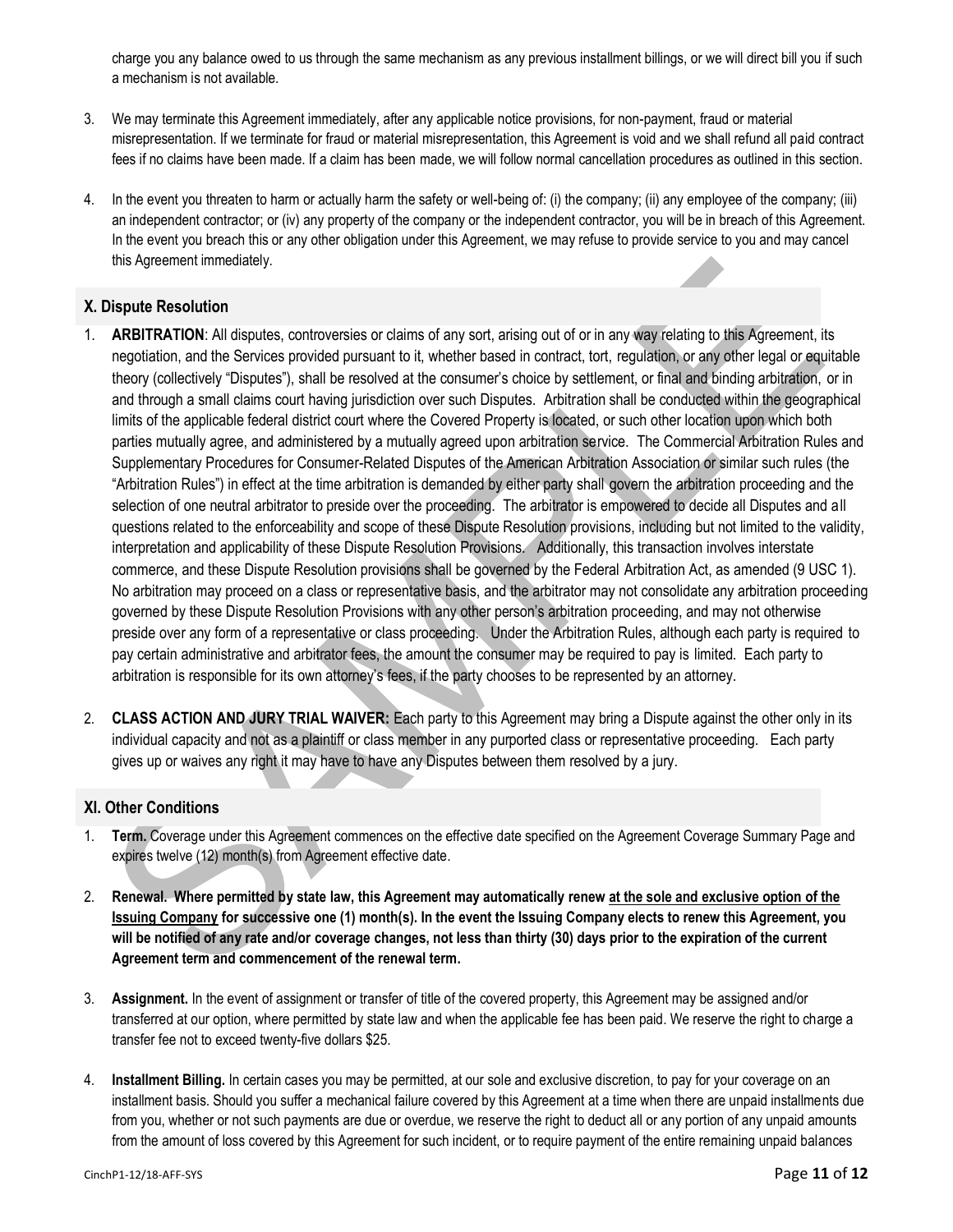charge you any balance owed to us through the same mechanism as any previous installment billings, or we will direct bill you if such a mechanism is not available.

3. We may terminate this Agreement immediately, after any applicable notice provisions, for non-payment, fraud or material misrepresentation. If we terminate for fraud or material misrepresentation, this Agreement is void and we shall refund all paid contract fees if no claims have been made. If a claim has been made, we will follow normal cancellation procedures as outlined in this section.

4. In the event you threaten to harm or actually harm the safety or well-being of: (i) the company; (ii) any employee of the company; (iii) an independent contractor; or (iv) any property of the company or the independent contractor, you will be in breach of this Agreement. In the event you breach this or any other obligation under this Agreement, we may refuse to provide service to you and may cancel this Agreement immediately.

## X. Dispute Resolution

1. **ARBITRATION**: All disputes, controversies or claims of any sort, arising out of or in any way relating to this Agreement, its negotiation, and the Services provided pursuant to it, whether based in contract, tort, regulation, or any other legal or equitable theory (collectively "Disputes"), shall be resolved at the consumer's choice by settlement, or final and binding arbitration, or in and through a small claims court having jurisdiction over such Disputes. Arbitration shall be conducted within the geographical limits of the applicable federal district court where the Covered Property is located, or such other location upon which both parties mutually agree, and administered by a mutually agreed upon arbitration service. The Commercial Arbitration Rules and Supplementary Procedures for Consumer-Related Disputes of the American Arbitration Association or similar such rules (the "Arbitration Rules") in effect at the time arbitration is demanded by either party shall govern the arbitration proceeding and the selection of one neutral arbitrator to preside over the proceeding. The arbitrator is empowered to decide all Disputes and all questions related to the enforceability and scope of these Dispute Resolution provisions, including but not limited to the validity, interpretation and applicability of these Dispute Resolution Provisions. Additionally, this transaction involves interstate commerce, and these Dispute Resolution provisions shall be governed by the Federal Arbitration Act, as amended (9 USC 1). No arbitration may proceed on a class or representative basis, and the arbitrator may not consolidate any arbitration proceeding governed by these Dispute Resolution Provisions with any other person's arbitration proceeding, and may not otherwise preside over any form of a representative or class proceeding. Under the Arbitration Rules, although each party is required to pay certain administrative and arbitrator fees, the amount the consumer may be required to pay is limited. Each party to arbitration is responsible for its own attorney's fees, if the party chooses to be represented by an attorney.

2. **CLASS ACTION AND JURY TRIAL WAIVER:** Each party to this Agreement may bring a Dispute against the other only in its individual capacity and not as a plaintiff or class member in any purported class or representative proceeding. Each party gives up or waives any right it may have to have any Disputes between them resolved by a jury.

## XI. Other Conditions

1. **Term.** Coverage under this Agreement commences on the effective date specified on the Agreement Coverage Summary Page and expires twelve (12) month(s) from Agreement effective date.

2. **Renewal. Where permitted by state law, this Agreement may automatically renew <u>at the sole and exclusive option of the Issuing Company</u> for successive one (1) month(s). In the event the Issuing Company elects to renew this Agreement, you will be notified of any rate and/or coverage changes, not less than thirty (30) days prior to the expiration of the current Agreement term and commencement of the renewal term.**

3. **Assignment.** In the event of assignment or transfer of title of the covered property, this Agreement may be assigned and/or transferred at our option, where permitted by state law and when the applicable fee has been paid. We reserve the right to charge a transfer fee not to exceed twenty-five dollars $25.

4. **Installment Billing.** In certain cases you may be permitted, at our sole and exclusive discretion, to pay for your coverage on an installment basis. Should you suffer a mechanical failure covered by this Agreement at a time when there are unpaid installments due from you, whether or not such payments are due or overdue, we reserve the right to deduct all or any portion of any unpaid amounts from the amount of loss covered by this Agreement for such incident, or to require payment of the entire remaining unpaid balances

CinchP1-12/18-AFF-SYS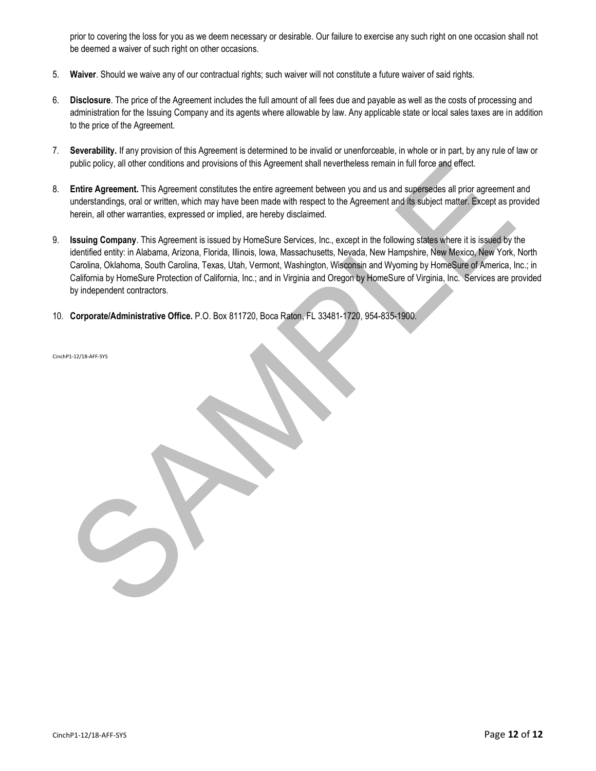prior to covering the loss for you as we deem necessary or desirable. Our failure to exercise any such right on one occasion shall not be deemed a waiver of such right on other occasions.

5. **Waiver**. Should we waive any of our contractual rights; such waiver will not constitute a future waiver of said rights.

6. **Disclosure**. The price of the Agreement includes the full amount of all fees due and payable as well as the costs of processing and administration for the Issuing Company and its agents where allowable by law. Any applicable state or local sales taxes are in addition to the price of the Agreement.

7. **Severability.** If any provision of this Agreement is determined to be invalid or unenforceable, in whole or in part, by any rule of law or public policy, all other conditions and provisions of this Agreement shall nevertheless remain in full force and effect.

8. **Entire Agreement.** This Agreement constitutes the entire agreement between you and us and supersedes all prior agreement and understandings, oral or written, which may have been made with respect to the Agreement and its subject matter. Except as provided herein, all other warranties, expressed or implied, are hereby disclaimed.

9. **Issuing Company**. This Agreement is issued by HomeSure Services, Inc., except in the following states where it is issued by the identified entity: in Alabama, Arizona, Florida, Illinois, Iowa, Massachusetts, Nevada, New Hampshire, New Mexico, New York, North Carolina, Oklahoma, South Carolina, Texas, Utah, Vermont, Washington, Wisconsin and Wyoming by HomeSure of America, Inc.; in California by HomeSure Protection of California, Inc.; and in Virginia and Oregon by HomeSure of Virginia, Inc. Services are provided by independent contractors.

10. **Corporate/Administrative Office.** P.O. Box 811720, Boca Raton, FL 33481-1720, 954-835-1900.

CinchP1-12/18-AFF-SYS